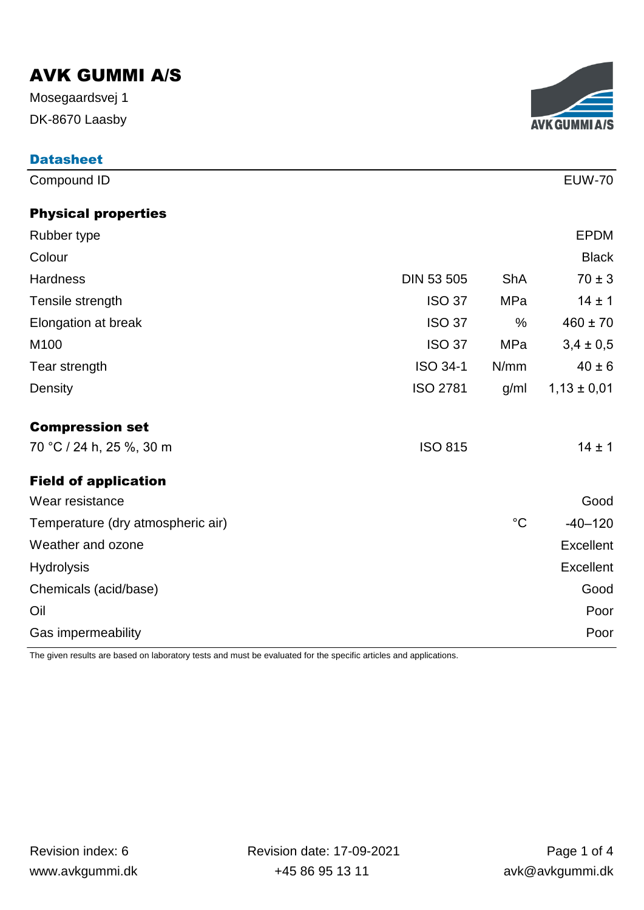# AVK GUMMI A/S

Mosegaardsvej 1

DK-8670 Laasby

## Datasheet

| Compound ID | | | EUW-70 |
|---|---|---|---|

### Physical properties

| | | | |
|---|---|---|---|
| Rubber type | | | EPDM |
| Colour | | | Black |
| Hardness | DIN 53 505 | ShA | 70 ± 3 |
| Tensile strength | ISO 37 | MPa | 14 ± 1 |
| Elongation at break | ISO 37 | % | 460 ± 70 |
| M100 | ISO 37 | MPa | 3,4 ± 0,5 |
| Tear strength | ISO 34-1 | N/mm | 40 ± 6 |
| Density | ISO 2781 | g/ml | 1,13 ± 0,01 |

### Compression set

| | | | |
|---|---|---|---|
| 70 °C / 24 h, 25 %, 30 m | ISO 815 | | 14 ± 1 |

### Field of application

| | | | |
|---|---|---|---|
| Wear resistance | | | Good |
| Temperature (dry atmospheric air) | | °C | -40–120 |
| Weather and ozone | | | Excellent |
| Hydrolysis | | | Excellent |
| Chemicals (acid/base) | | | Good |
| Oil | | | Poor |
| Gas impermeability | | | Poor |

The given results are based on laboratory tests and must be evaluated for the specific articles and applications.

Revision index: 6 | Revision date: 17-09-2021

www.avkgummi.dk | +45 86 95 13 11 | avk@avkgummi.dk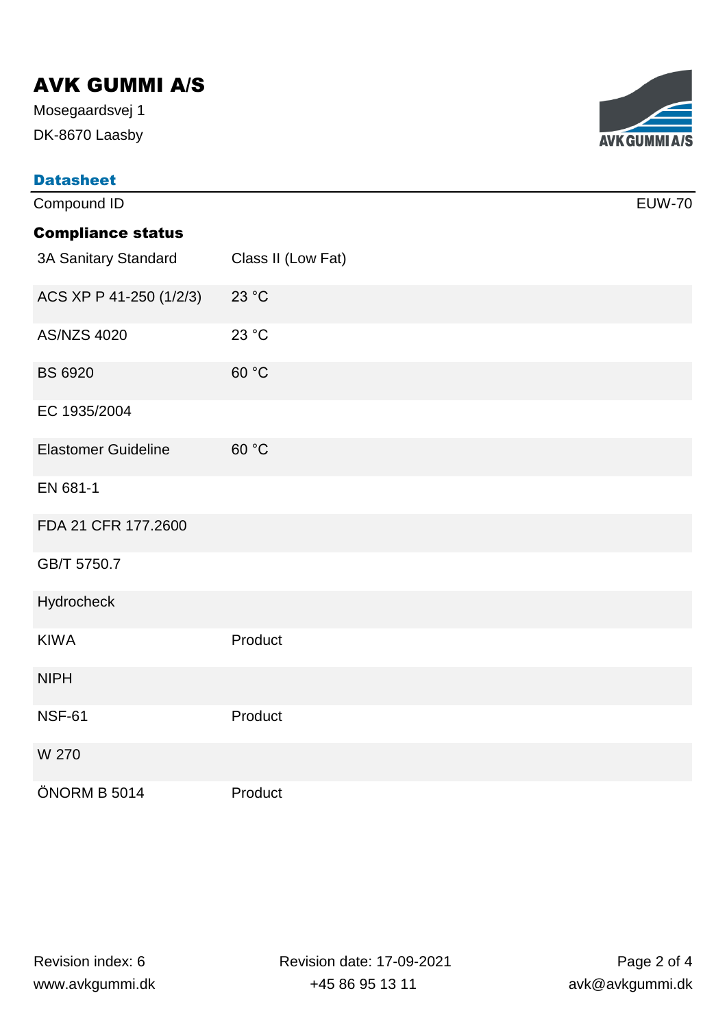# AVK GUMMI A/S

Mosegaardsvej 1

DK-8670 Laasby

## Datasheet

| Compound ID | EUW-70 |
|---|---|

### Compliance status

| Standard | Status |
|---|---|
| 3A Sanitary Standard | Class II (Low Fat) |
| ACS XP P 41-250 (1/2/3) | 23 °C |
| AS/NZS 4020 | 23 °C |
| BS 6920 | 60 °C |
| EC 1935/2004 | |
| Elastomer Guideline | 60 °C |
| EN 681-1 | |
| FDA 21 CFR 177.2600 | |
| GB/T 5750.7 | |
| Hydrocheck | |
| KIWA | Product |
| NIPH | |
| NSF-61 | Product |
| W 270 | |
| ÖNORM B 5014 | Product |

Revision index: 6 | Revision date: 17-09-2021

www.avkgummi.dk | +45 86 95 13 11 | avk@avkgummi.dk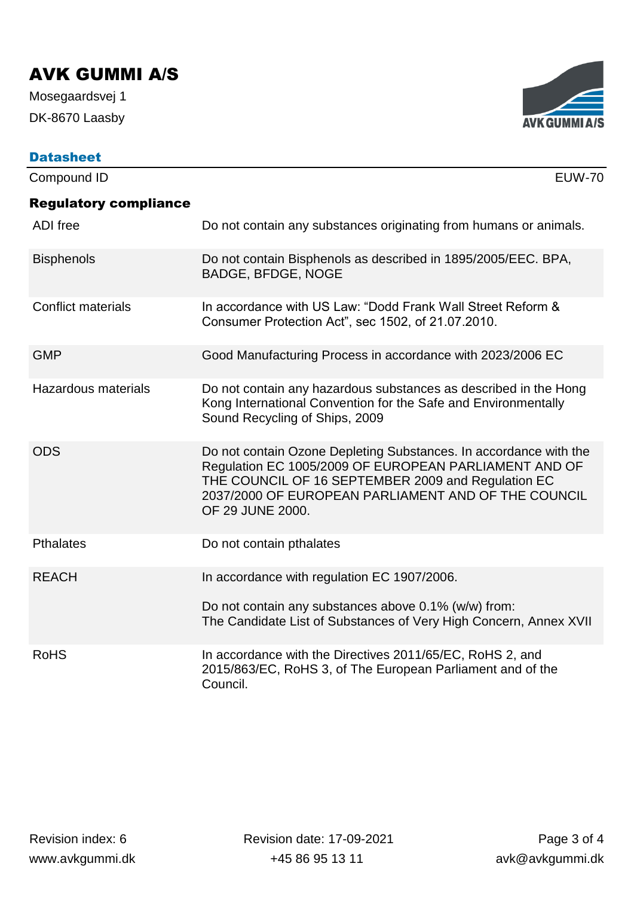# AVK GUMMI A/S

Mosegaardsvej 1

DK-8670 Laasby

## Datasheet

| Compound ID | EUW-70 |
|---|---|

### Regulatory compliance

| | |
|---|---|
| ADI free | Do not contain any substances originating from humans or animals. |
| Bisphenols | Do not contain Bisphenols as described in 1895/2005/EEC. BPA, BADGE, BFDGE, NOGE |
| Conflict materials | In accordance with US Law: "Dodd Frank Wall Street Reform & Consumer Protection Act", sec 1502, of 21.07.2010. |
| GMP | Good Manufacturing Process in accordance with 2023/2006 EC |
| Hazardous materials | Do not contain any hazardous substances as described in the Hong Kong International Convention for the Safe and Environmentally Sound Recycling of Ships, 2009 |
| ODS | Do not contain Ozone Depleting Substances. In accordance with the Regulation EC 1005/2009 OF EUROPEAN PARLIAMENT AND OF THE COUNCIL OF 16 SEPTEMBER 2009 and Regulation EC 2037/2000 OF EUROPEAN PARLIAMENT AND OF THE COUNCIL OF 29 JUNE 2000. |
| Pthalates | Do not contain pthalates |
| REACH | In accordance with regulation EC 1907/2006.<br><br>Do not contain any substances above 0.1% (w/w) from:<br>The Candidate List of Substances of Very High Concern, Annex XVII |
| RoHS | In accordance with the Directives 2011/65/EC, RoHS 2, and 2015/863/EC, RoHS 3, of The European Parliament and of the Council. |

Revision index: 6 | Revision date: 17-09-2021

www.avkgummi.dk | +45 86 95 13 11 | avk@avkgummi.dk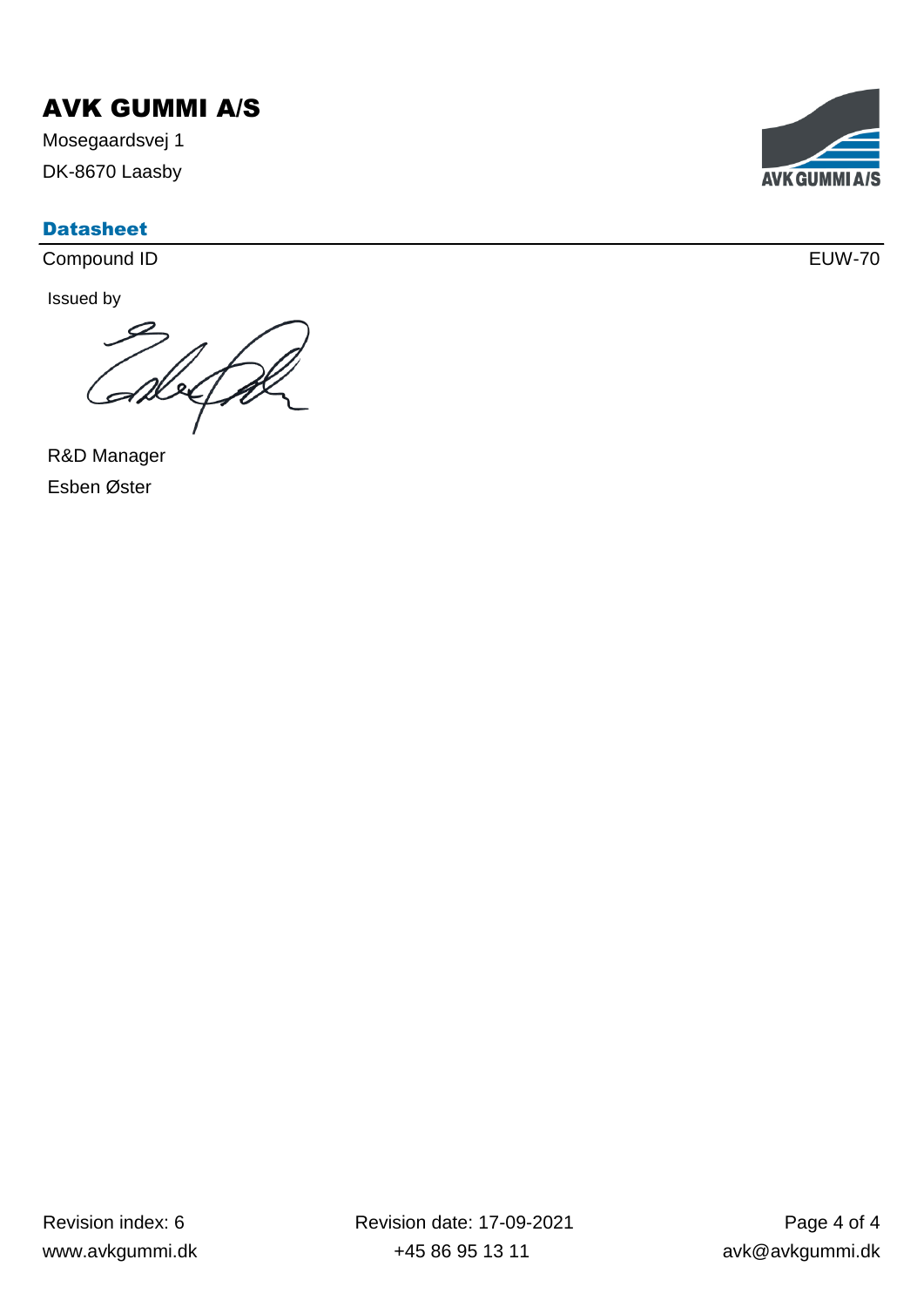# AVK GUMMI A/S

Mosegaardsvej 1

DK-8670 Laasby

## Datasheet

Compound ID EUW-70

Issued by

R&D Manager

Esben Øster

Revision index: 6

Revision date: 17-09-2021

www.avkgummi.dk

+45 86 95 13 11

avk@avkgummi.dk